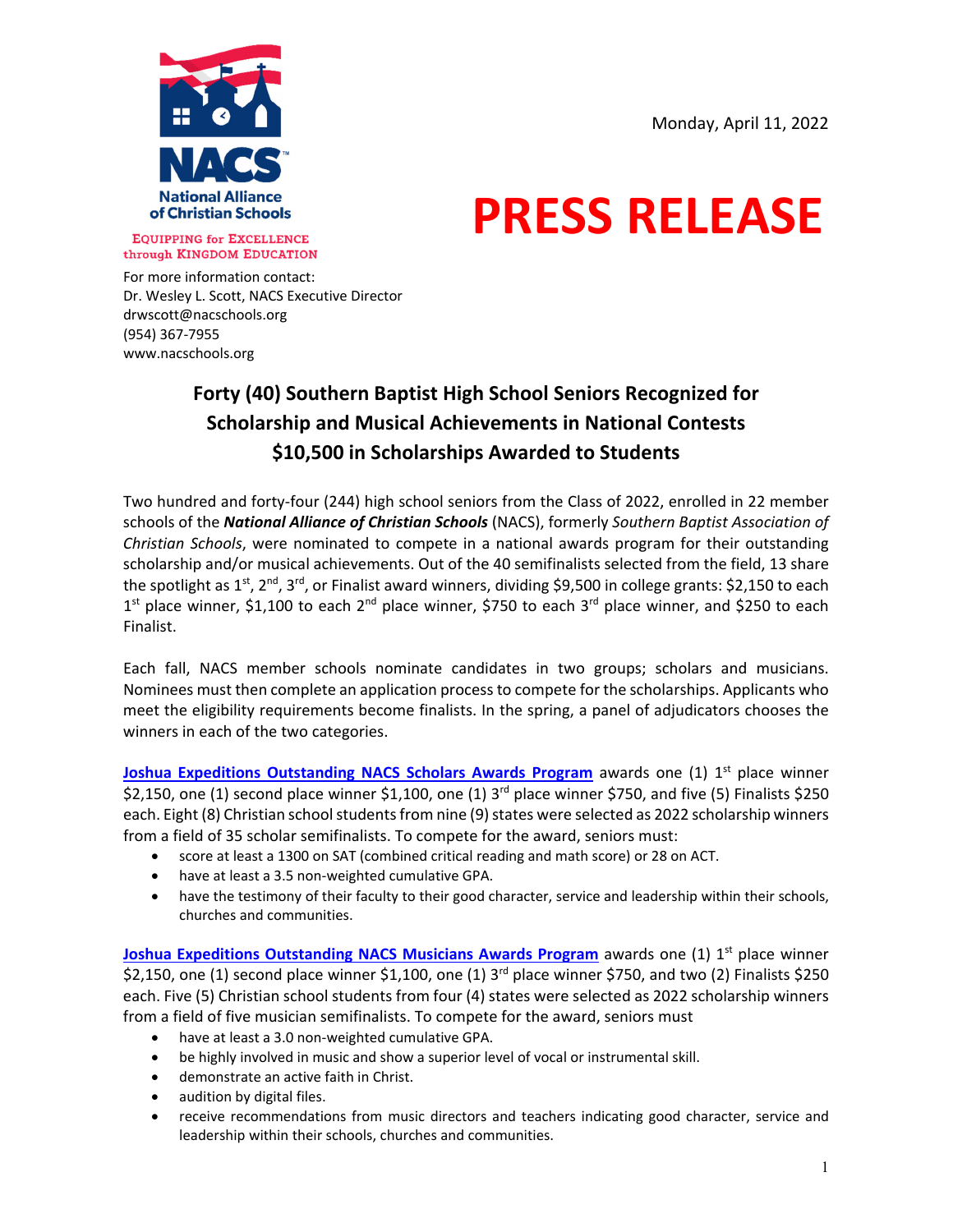National Alliance of Christian Schools

EQUIPPING for EXCELLENCE through KINGDOM EDUCATION

Monday, April 11, 2022

# PRESS RELEASE

For more information contact:
Dr. Wesley L. Scott, NACS Executive Director
drwscott@nacschools.org
(954) 367-7955
www.nacschools.org

## Forty (40) Southern Baptist High School Seniors Recognized for Scholarship and Musical Achievements in National Contests
## $10,500 in Scholarships Awarded to Students

Two hundred and forty-four (244) high school seniors from the Class of 2022, enrolled in 22 member schools of the ***National Alliance of Christian Schools*** (NACS), formerly *Southern Baptist Association of Christian Schools*, were nominated to compete in a national awards program for their outstanding scholarship and/or musical achievements. Out of the 40 semifinalists selected from the field, 13 share the spotlight as 1st, 2nd, 3rd, or Finalist award winners, dividing $9,500 in college grants: $2,150 to each 1st place winner, $1,100 to each 2nd place winner, $750 to each 3rd place winner, and $250 to each Finalist.

Each fall, NACS member schools nominate candidates in two groups; scholars and musicians. Nominees must then complete an application process to compete for the scholarships. Applicants who meet the eligibility requirements become finalists. In the spring, a panel of adjudicators chooses the winners in each of the two categories.

**Joshua Expeditions Outstanding NACS Scholars Awards Program** awards one (1) 1st place winner $2,150, one (1) second place winner $1,100, one (1) 3rd place winner $750, and five (5) Finalists $250 each. Eight (8) Christian school students from nine (9) states were selected as 2022 scholarship winners from a field of 35 scholar semifinalists. To compete for the award, seniors must:

- score at least a 1300 on SAT (combined critical reading and math score) or 28 on ACT.
- have at least a 3.5 non-weighted cumulative GPA.
- have the testimony of their faculty to their good character, service and leadership within their schools, churches and communities.

**Joshua Expeditions Outstanding NACS Musicians Awards Program** awards one (1) 1st place winner $2,150, one (1) second place winner $1,100, one (1) 3rd place winner $750, and two (2) Finalists $250 each. Five (5) Christian school students from four (4) states were selected as 2022 scholarship winners from a field of five musician semifinalists. To compete for the award, seniors must

- have at least a 3.0 non-weighted cumulative GPA.
- be highly involved in music and show a superior level of vocal or instrumental skill.
- demonstrate an active faith in Christ.
- audition by digital files.
- receive recommendations from music directors and teachers indicating good character, service and leadership within their schools, churches and communities.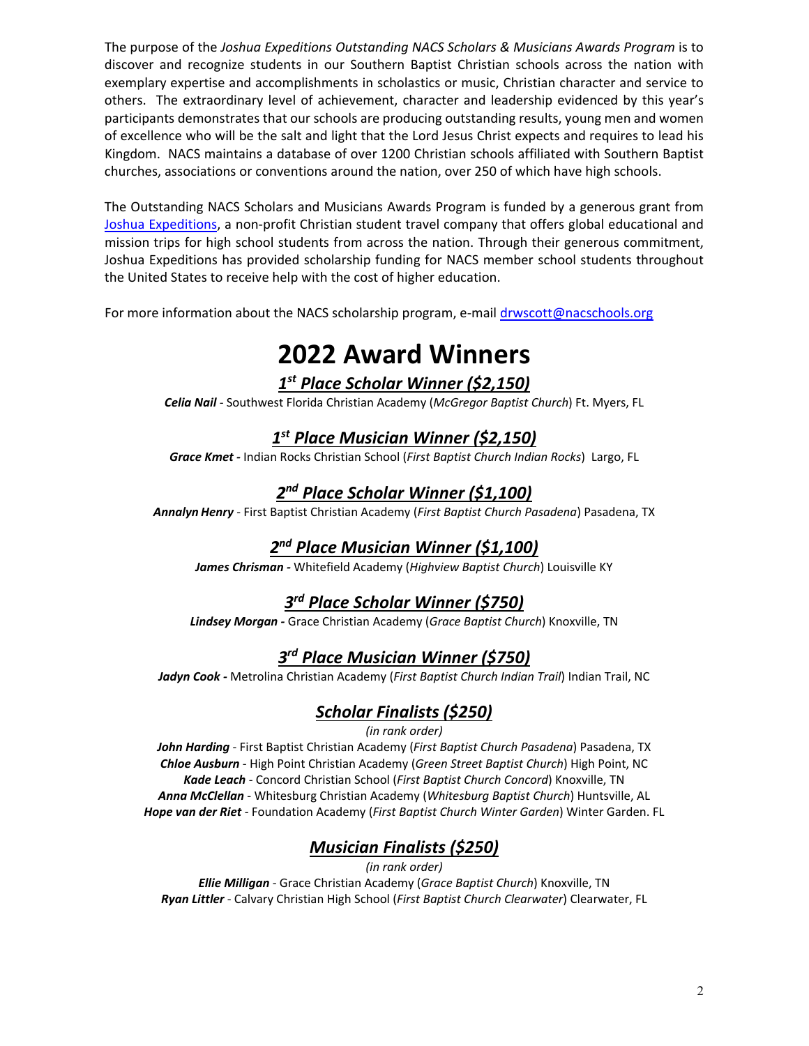The purpose of the *Joshua Expeditions Outstanding NACS Scholars & Musicians Awards Program* is to discover and recognize students in our Southern Baptist Christian schools across the nation with exemplary expertise and accomplishments in scholastics or music, Christian character and service to others. The extraordinary level of achievement, character and leadership evidenced by this year's participants demonstrates that our schools are producing outstanding results, young men and women of excellence who will be the salt and light that the Lord Jesus Christ expects and requires to lead his Kingdom. NACS maintains a database of over 1200 Christian schools affiliated with Southern Baptist churches, associations or conventions around the nation, over 250 of which have high schools.

The Outstanding NACS Scholars and Musicians Awards Program is funded by a generous grant from Joshua Expeditions, a non-profit Christian student travel company that offers global educational and mission trips for high school students from across the nation. Through their generous commitment, Joshua Expeditions has provided scholarship funding for NACS member school students throughout the United States to receive help with the cost of higher education.

For more information about the NACS scholarship program, e-mail drwscott@nacschools.org

# 2022 Award Winners

## *1st Place Scholar Winner ($2,150)*

***Celia Nail*** - Southwest Florida Christian Academy (*McGregor Baptist Church*) Ft. Myers, FL

## *1st Place Musician Winner ($2,150)*

***Grace Kmet -*** Indian Rocks Christian School (*First Baptist Church Indian Rocks*) Largo, FL

## *2nd Place Scholar Winner ($1,100)*

***Annalyn Henry*** - First Baptist Christian Academy (*First Baptist Church Pasadena*) Pasadena, TX

## *2nd Place Musician Winner ($1,100)*

***James Chrisman -*** Whitefield Academy (*Highview Baptist Church*) Louisville KY

## *3rd Place Scholar Winner ($750)*

***Lindsey Morgan -*** Grace Christian Academy (*Grace Baptist Church*) Knoxville, TN

## *3rd Place Musician Winner ($750)*

***Jadyn Cook -*** Metrolina Christian Academy (*First Baptist Church Indian Trail*) Indian Trail, NC

## *Scholar Finalists ($250)*

*(in rank order)*

***John Harding*** - First Baptist Christian Academy (*First Baptist Church Pasadena*) Pasadena, TX
***Chloe Ausburn*** - High Point Christian Academy (*Green Street Baptist Church*) High Point, NC
***Kade Leach*** - Concord Christian School (*First Baptist Church Concord*) Knoxville, TN
***Anna McClellan*** - Whitesburg Christian Academy (*Whitesburg Baptist Church*) Huntsville, AL
***Hope van der Riet*** - Foundation Academy (*First Baptist Church Winter Garden*) Winter Garden. FL

## *Musician Finalists ($250)*

*(in rank order)*

***Ellie Milligan*** - Grace Christian Academy (*Grace Baptist Church*) Knoxville, TN
***Ryan Littler*** - Calvary Christian High School (*First Baptist Church Clearwater*) Clearwater, FL